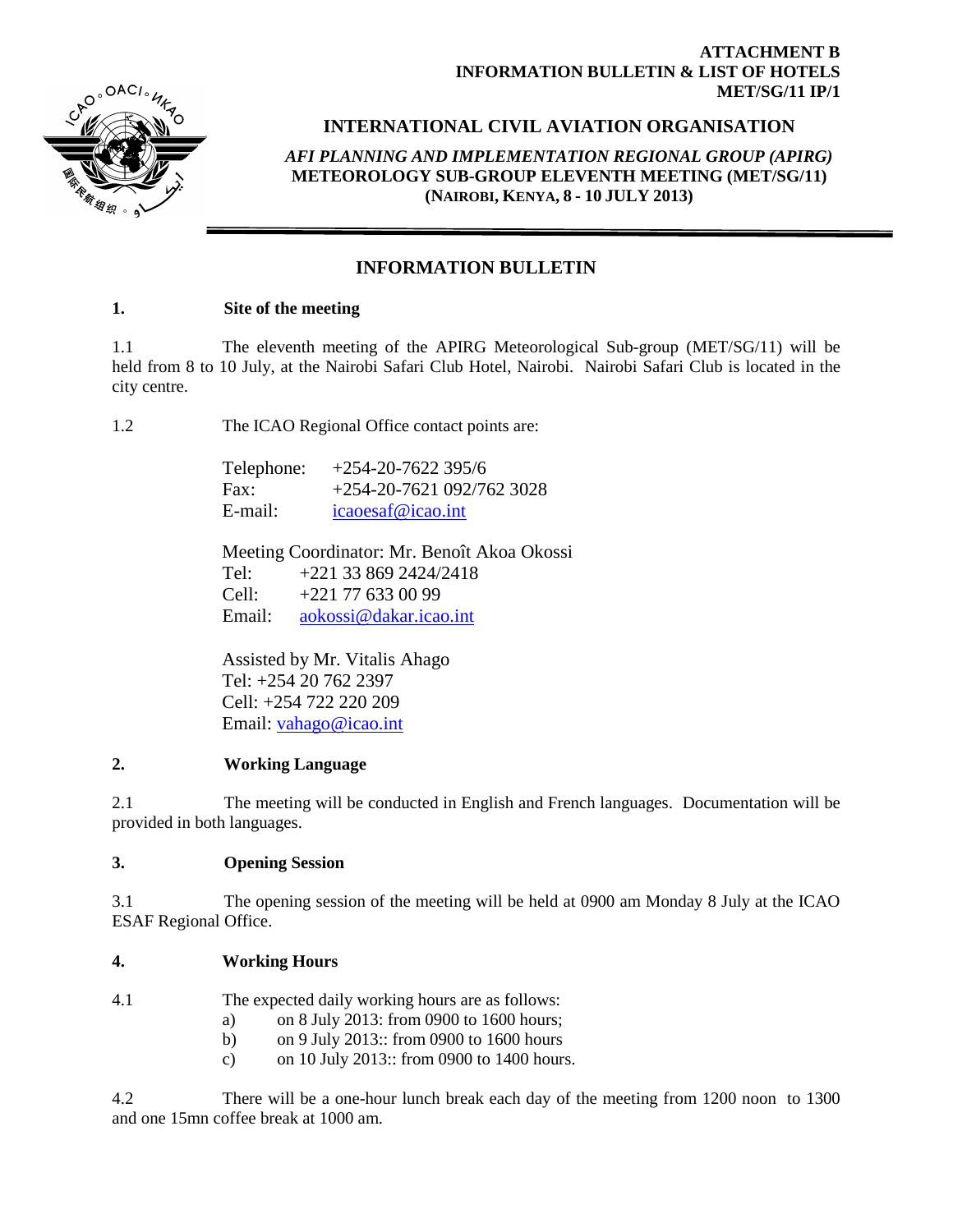**ATTACHMENT B**
**INFORMATION BULLETIN & LIST OF HOTELS**
**MET/SG/11 IP/1**

# INTERNATIONAL CIVIL AVIATION ORGANISATION

***AFI PLANNING AND IMPLEMENTATION REGIONAL GROUP (APIRG)***
**METEOROLOGY SUB-GROUP ELEVENTH MEETING (MET/SG/11)**
**(NAIROBI, KENYA, 8 - 10 JULY 2013)**

## INFORMATION BULLETIN

### 1. Site of the meeting

1.1 The eleventh meeting of the APIRG Meteorological Sub-group (MET/SG/11) will be held from 8 to 10 July, at the Nairobi Safari Club Hotel, Nairobi. Nairobi Safari Club is located in the city centre.

1.2 The ICAO Regional Office contact points are:

Telephone: +254-20-7622 395/6
Fax: +254-20-7621 092/762 3028
E-mail: icaoesaf@icao.int

Meeting Coordinator: Mr. Benoît Akoa Okossi
Tel: +221 33 869 2424/2418
Cell: +221 77 633 00 99
Email: aokossi@dakar.icao.int

Assisted by Mr. Vitalis Ahago
Tel: +254 20 762 2397
Cell: +254 722 220 209
Email: vahago@icao.int

### 2. Working Language

2.1 The meeting will be conducted in English and French languages. Documentation will be provided in both languages.

### 3. Opening Session

3.1 The opening session of the meeting will be held at 0900 am Monday 8 July at the ICAO ESAF Regional Office.

### 4. Working Hours

4.1 The expected daily working hours are as follows:

a) on 8 July 2013: from 0900 to 1600 hours;
b) on 9 July 2013:: from 0900 to 1600 hours
c) on 10 July 2013:: from 0900 to 1400 hours.

4.2 There will be a one-hour lunch break each day of the meeting from 1200 noon to 1300 and one 15mn coffee break at 1000 am.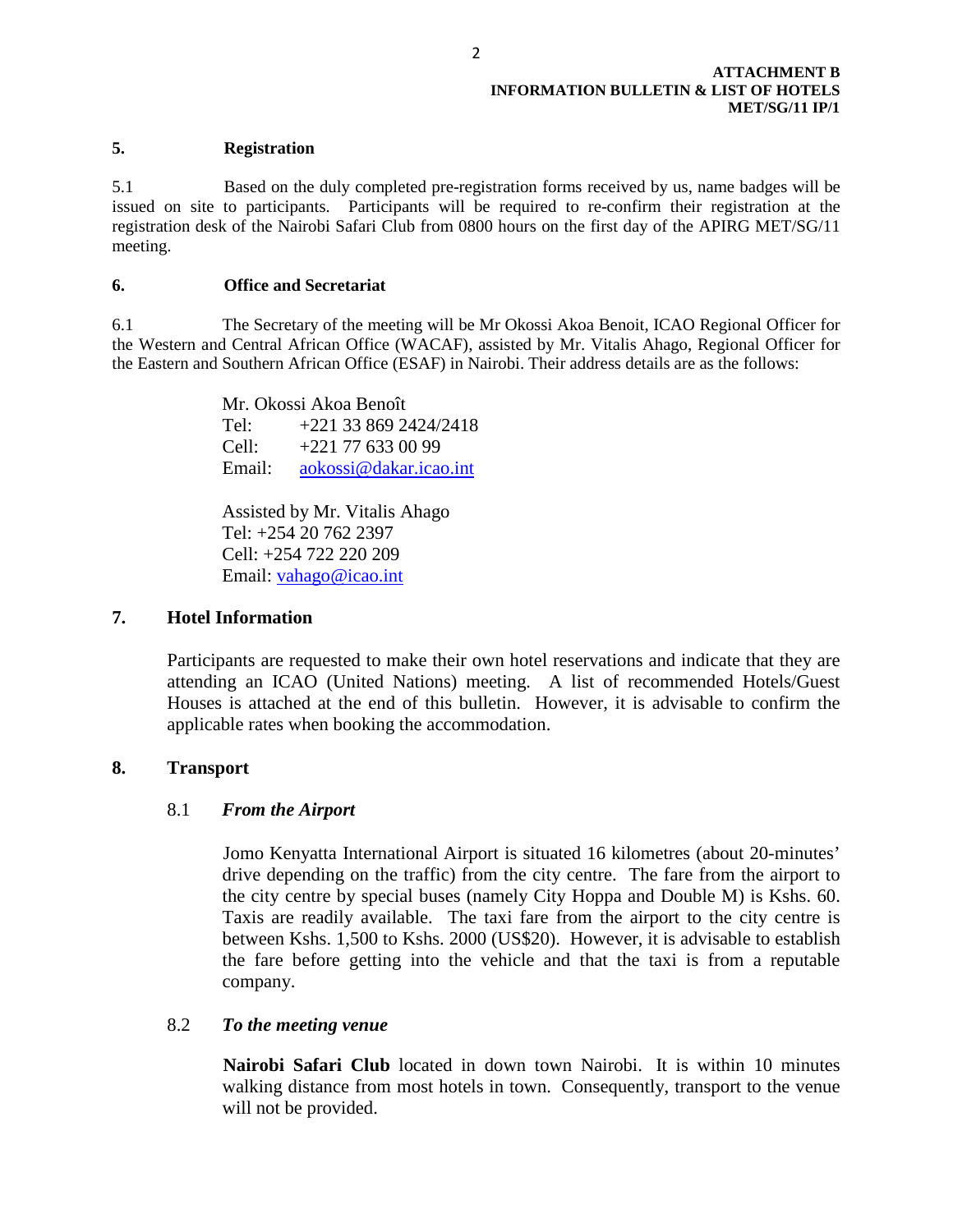**ATTACHMENT B**
**INFORMATION BULLETIN & LIST OF HOTELS**
**MET/SG/11 IP/1**

### 5. Registration

5.1 Based on the duly completed pre-registration forms received by us, name badges will be issued on site to participants. Participants will be required to re-confirm their registration at the registration desk of the Nairobi Safari Club from 0800 hours on the first day of the APIRG MET/SG/11 meeting.

### 6. Office and Secretariat

6.1 The Secretary of the meeting will be Mr Okossi Akoa Benoit, ICAO Regional Officer for the Western and Central African Office (WACAF), assisted by Mr. Vitalis Ahago, Regional Officer for the Eastern and Southern African Office (ESAF) in Nairobi. Their address details are as the follows:

Mr. Okossi Akoa Benoît
Tel: +221 33 869 2424/2418
Cell: +221 77 633 00 99
Email: aokossi@dakar.icao.int

Assisted by Mr. Vitalis Ahago
Tel: +254 20 762 2397
Cell: +254 722 220 209
Email: vahago@icao.int

### 7. Hotel Information

Participants are requested to make their own hotel reservations and indicate that they are attending an ICAO (United Nations) meeting. A list of recommended Hotels/Guest Houses is attached at the end of this bulletin. However, it is advisable to confirm the applicable rates when booking the accommodation.

### 8. Transport

#### 8.1 *From the Airport*

Jomo Kenyatta International Airport is situated 16 kilometres (about 20-minutes' drive depending on the traffic) from the city centre. The fare from the airport to the city centre by special buses (namely City Hoppa and Double M) is Kshs. 60. Taxis are readily available. The taxi fare from the airport to the city centre is between Kshs. 1,500 to Kshs. 2000 (US$20). However, it is advisable to establish the fare before getting into the vehicle and that the taxi is from a reputable company.

#### 8.2 *To the meeting venue*

**Nairobi Safari Club** located in down town Nairobi. It is within 10 minutes walking distance from most hotels in town. Consequently, transport to the venue will not be provided.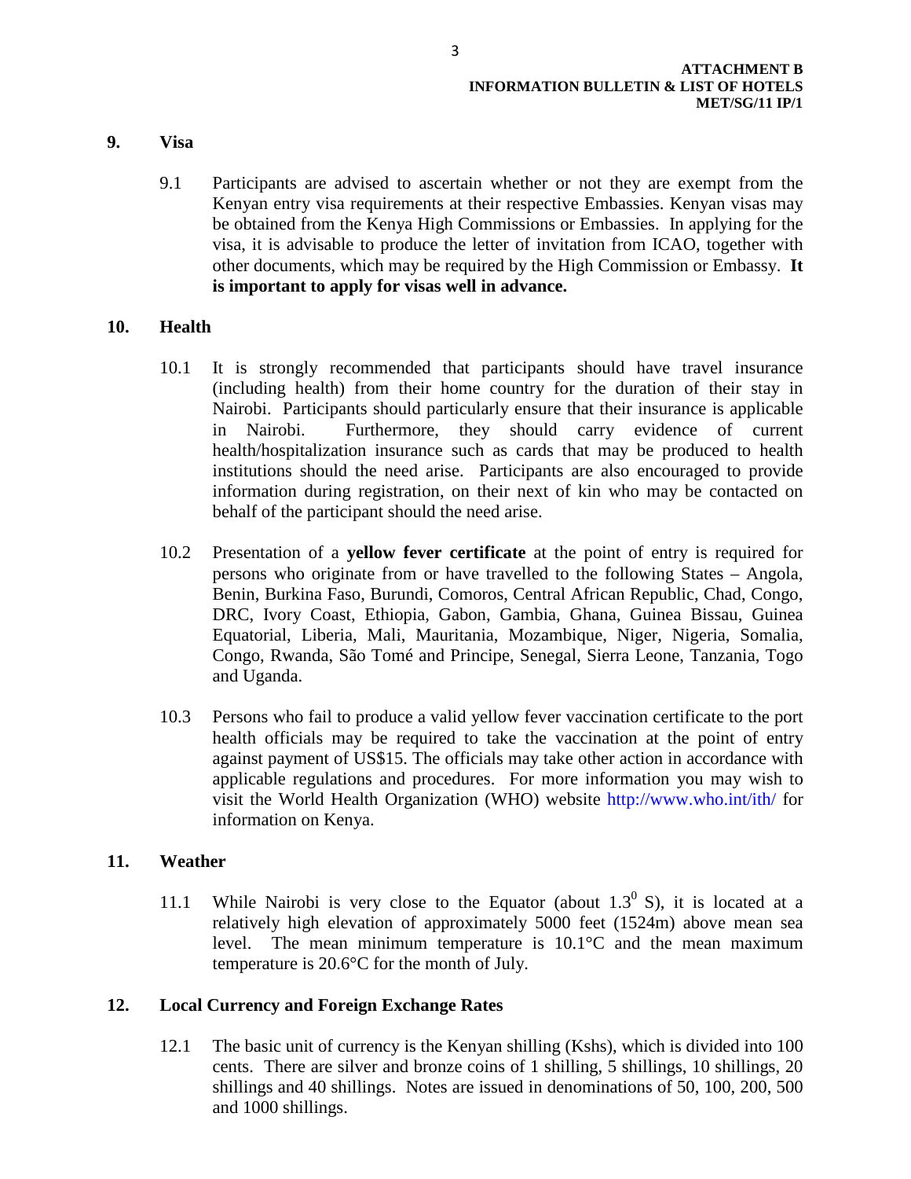## 9. Visa

9.1 Participants are advised to ascertain whether or not they are exempt from the Kenyan entry visa requirements at their respective Embassies. Kenyan visas may be obtained from the Kenya High Commissions or Embassies. In applying for the visa, it is advisable to produce the letter of invitation from ICAO, together with other documents, which may be required by the High Commission or Embassy. **It is important to apply for visas well in advance.**

## 10. Health

10.1 It is strongly recommended that participants should have travel insurance (including health) from their home country for the duration of their stay in Nairobi. Participants should particularly ensure that their insurance is applicable in Nairobi. Furthermore, they should carry evidence of current health/hospitalization insurance such as cards that may be produced to health institutions should the need arise. Participants are also encouraged to provide information during registration, on their next of kin who may be contacted on behalf of the participant should the need arise.

10.2 Presentation of a **yellow fever certificate** at the point of entry is required for persons who originate from or have travelled to the following States – Angola, Benin, Burkina Faso, Burundi, Comoros, Central African Republic, Chad, Congo, DRC, Ivory Coast, Ethiopia, Gabon, Gambia, Ghana, Guinea Bissau, Guinea Equatorial, Liberia, Mali, Mauritania, Mozambique, Niger, Nigeria, Somalia, Congo, Rwanda, São Tomé and Principe, Senegal, Sierra Leone, Tanzania, Togo and Uganda.

10.3 Persons who fail to produce a valid yellow fever vaccination certificate to the port health officials may be required to take the vaccination at the point of entry against payment of US$15. The officials may take other action in accordance with applicable regulations and procedures. For more information you may wish to visit the World Health Organization (WHO) website http://www.who.int/ith/ for information on Kenya.

## 11. Weather

11.1 While Nairobi is very close to the Equator (about $1.3^0$ S), it is located at a relatively high elevation of approximately 5000 feet (1524m) above mean sea level. The mean minimum temperature is 10.1°C and the mean maximum temperature is 20.6°C for the month of July.

## 12. Local Currency and Foreign Exchange Rates

12.1 The basic unit of currency is the Kenyan shilling (Kshs), which is divided into 100 cents. There are silver and bronze coins of 1 shilling, 5 shillings, 10 shillings, 20 shillings and 40 shillings. Notes are issued in denominations of 50, 100, 200, 500 and 1000 shillings.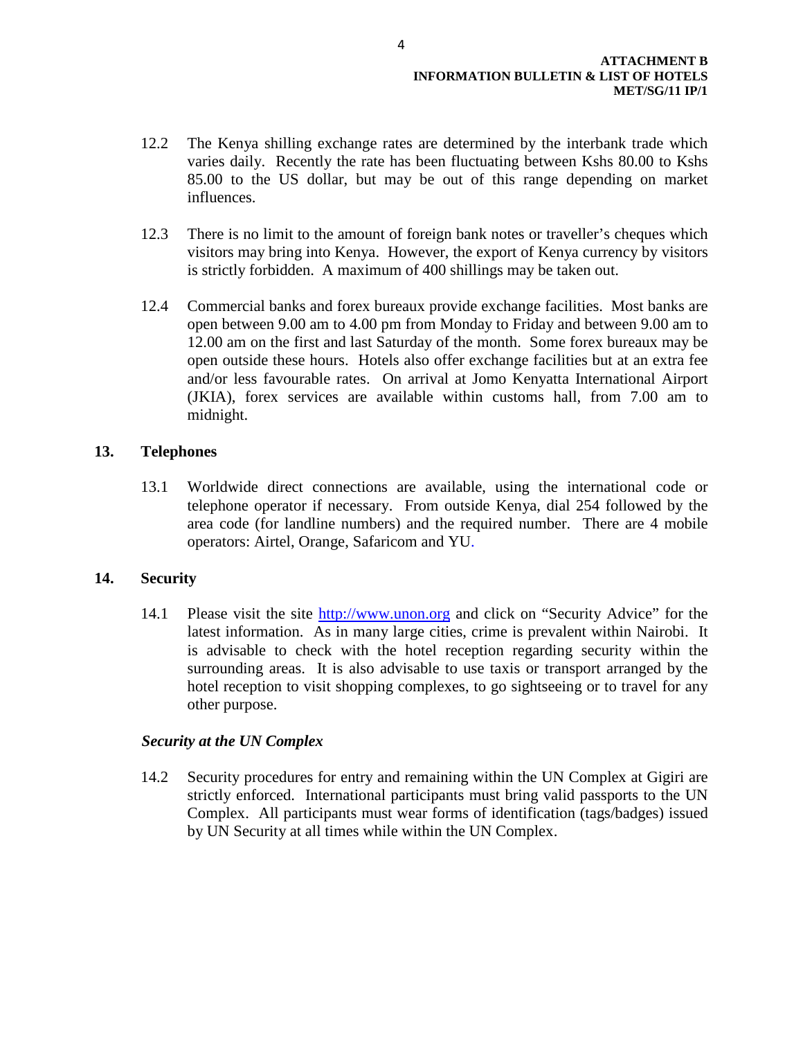12.2 The Kenya shilling exchange rates are determined by the interbank trade which varies daily. Recently the rate has been fluctuating between Kshs 80.00 to Kshs 85.00 to the US dollar, but may be out of this range depending on market influences.

12.3 There is no limit to the amount of foreign bank notes or traveller's cheques which visitors may bring into Kenya. However, the export of Kenya currency by visitors is strictly forbidden. A maximum of 400 shillings may be taken out.

12.4 Commercial banks and forex bureaux provide exchange facilities. Most banks are open between 9.00 am to 4.00 pm from Monday to Friday and between 9.00 am to 12.00 am on the first and last Saturday of the month. Some forex bureaux may be open outside these hours. Hotels also offer exchange facilities but at an extra fee and/or less favourable rates. On arrival at Jomo Kenyatta International Airport (JKIA), forex services are available within customs hall, from 7.00 am to midnight.

## 13. Telephones

13.1 Worldwide direct connections are available, using the international code or telephone operator if necessary. From outside Kenya, dial 254 followed by the area code (for landline numbers) and the required number. There are 4 mobile operators: Airtel, Orange, Safaricom and YU.

## 14. Security

14.1 Please visit the site [http://www.unon.org](http://www.unon.org) and click on "Security Advice" for the latest information. As in many large cities, crime is prevalent within Nairobi. It is advisable to check with the hotel reception regarding security within the surrounding areas. It is also advisable to use taxis or transport arranged by the hotel reception to visit shopping complexes, to go sightseeing or to travel for any other purpose.

***Security at the UN Complex***

14.2 Security procedures for entry and remaining within the UN Complex at Gigiri are strictly enforced. International participants must bring valid passports to the UN Complex. All participants must wear forms of identification (tags/badges) issued by UN Security at all times while within the UN Complex.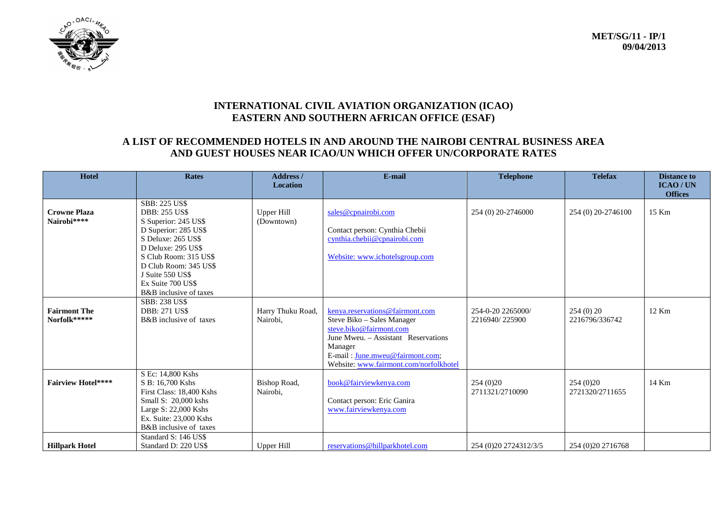**MET/SG/11 - IP/1**
**09/04/2013**

## INTERNATIONAL CIVIL AVIATION ORGANIZATION (ICAO)
## EASTERN AND SOUTHERN AFRICAN OFFICE (ESAF)

## A LIST OF RECOMMENDED HOTELS IN AND AROUND THE NAIROBI CENTRAL BUSINESS AREA AND GUEST HOUSES NEAR ICAO/UN WHICH OFFER UN/CORPORATE RATES

| Hotel | Rates | Address / Location | E-mail | Telephone | Telefax | Distance to ICAO / UN Offices |
|---|---|---|---|---|---|---|
| **Crowne Plaza Nairobi******** | SBB: 225 US$<br>DBB: 255 US$<br>S Superior: 245 US$<br>D Superior: 285 US$<br>S Deluxe: 265 US$<br>D Deluxe: 295 US$<br>S Club Room: 315 US$<br>D Club Room: 345 US$<br>J Suite 550 US$<br>Ex Suite 700 US$<br>B&B inclusive of taxes | Upper Hill (Downtown) | sales@cpnairobi.com<br><br>Contact person: Cynthia Chebii<br>cynthia.chebii@cpnairobi.com<br><br>Website: www.ichotelsgroup.com | 254 (0) 20-2746000 | 254 (0) 20-2746100 | 15 Km |
| **Fairmont The Norfolk********* | SBB: 238 US$<br>DBB: 271 US$<br>B&B inclusive of taxes | Harry Thuku Road, Nairobi, | kenya.reservations@fairmont.com<br>Steve Biko – Sales Manager<br>steve.biko@fairmont.com<br>June Mweu. – Assistant Reservations Manager<br>E-mail : June.mweu@fairmont.com;<br>Website: www.fairmont.com/norfolkhotel | 254-0-20 2265000/ 2216940/ 225900 | 254 (0) 20 2216796/336742 | 12 Km |
| **Fairview Hotel******** | S Ec: 14,800 Kshs<br>S B: 16,700 Kshs<br>First Class: 18,400 Kshs<br>Small S: 20,000 kshs<br>Large S: 22,000 Kshs<br>Ex. Suite: 23,000 Kshs<br>B&B inclusive of taxes | Bishop Road, Nairobi, | book@fairviewkenya.com<br><br>Contact person: Eric Ganira<br>www.fairviewkenya.com | 254 (0)20 2711321/2710090 | 254 (0)20 2721320/2711655 | 14 Km |
| **Hillpark Hotel** | Standard S: 146 US$<br>Standard D: 220 US$ | Upper Hill | reservations@hillparkhotel.com | 254 (0)20 2724312/3/5 | 254 (0)20 2716768 | |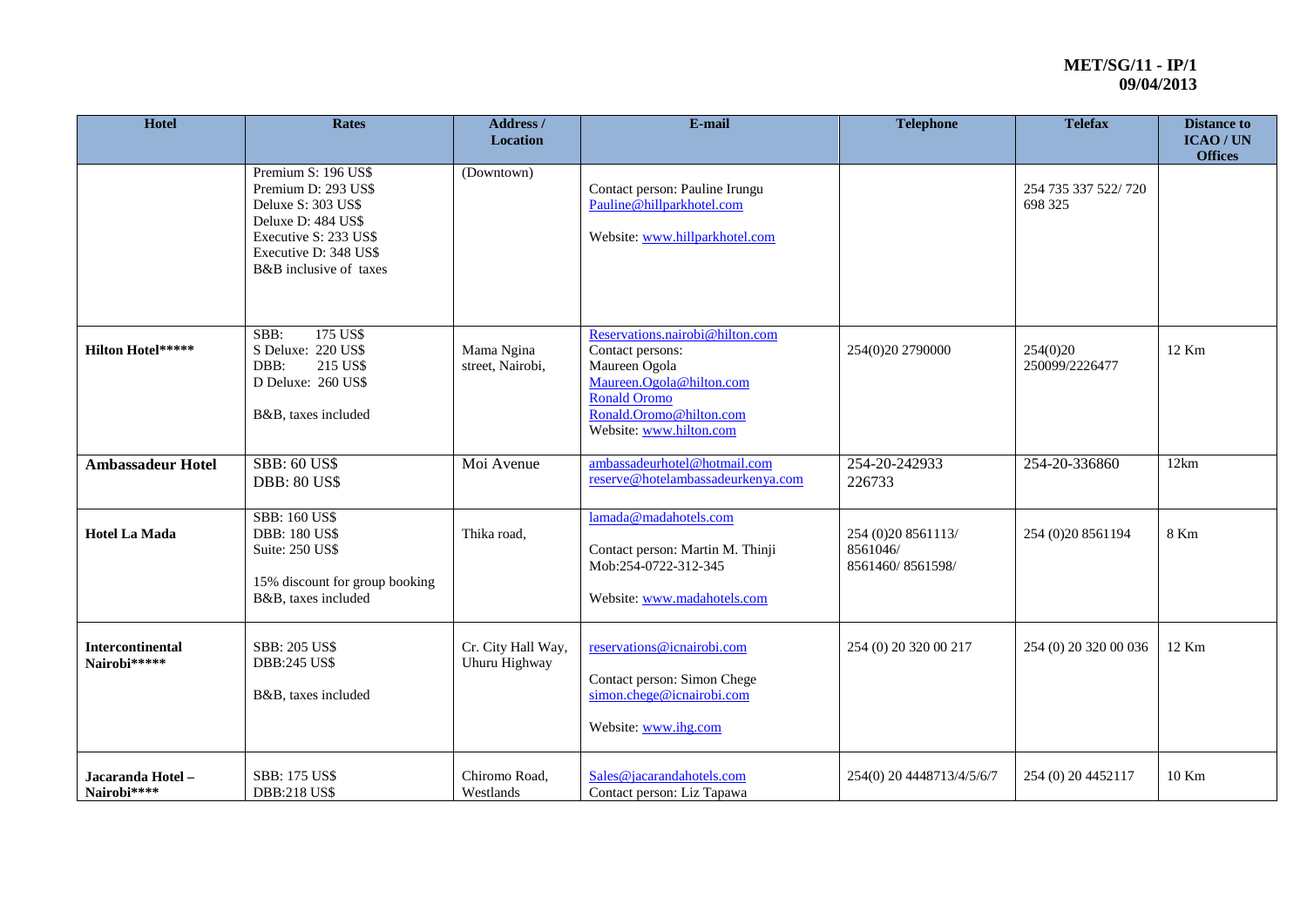| Hotel | Rates | Address / Location | E-mail | Telephone | Telefax | Distance to ICAO / UN Offices |
|---|---|---|---|---|---|---|
| | Premium S: 196 US$<br>Premium D: 293 US$<br>Deluxe S: 303 US$<br>Deluxe D: 484 US$<br>Executive S: 233 US$<br>Executive D: 348 US$<br>B&B inclusive of taxes | (Downtown) | Contact person: Pauline Irungu<br>Pauline@hillparkhotel.com<br><br>Website: www.hillparkhotel.com | | 254 735 337 522/ 720 698 325 | |
| **Hilton Hotel******* | SBB: 175 US$<br>S Deluxe: 220 US$<br>DBB: 215 US$<br>D Deluxe: 260 US$<br><br>B&B, taxes included | Mama Ngina street, Nairobi, | Reservations.nairobi@hilton.com<br>Contact persons:<br>Maureen Ogola<br>Maureen.Ogola@hilton.com<br>Ronald Oromo<br>Ronald.Oromo@hilton.com<br>Website: www.hilton.com | 254(0)20 2790000 | 254(0)20 250099/2226477 | 12 Km |
| **Ambassadeur Hotel** | SBB: 60 US$<br>DBB: 80 US$ | Moi Avenue | ambassadeurhotel@hotmail.com<br>reserve@hotelambassadeurkenya.com | 254-20-242933<br>226733 | 254-20-336860 | 12km |
| **Hotel La Mada** | SBB: 160 US$<br>DBB: 180 US$<br>Suite: 250 US$<br><br>15% discount for group booking<br>B&B, taxes included | Thika road, | lamada@madahotels.com<br><br>Contact person: Martin M. Thinji<br>Mob:254-0722-312-345<br><br>Website: www.madahotels.com | 254 (0)20 8561113/<br>8561046/<br>8561460/ 8561598/ | 254 (0)20 8561194 | 8 Km |
| **Intercontinental Nairobi****** | SBB: 205 US$<br>DBB:245 US$<br><br>B&B, taxes included | Cr. City Hall Way, Uhuru Highway | reservations@icnairobi.com<br><br>Contact person: Simon Chege<br>simon.chege@icnairobi.com<br><br>Website: www.ihg.com | 254 (0) 20 320 00 217 | 254 (0) 20 320 00 036 | 12 Km |
| **Jacaranda Hotel – Nairobi***** | SBB: 175 US$<br>DBB:218 US$ | Chiromo Road, Westlands | Sales@jacarandahotels.com<br>Contact person: Liz Tapawa | 254(0) 20 4448713/4/5/6/7 | 254 (0) 20 4452117 | 10 Km |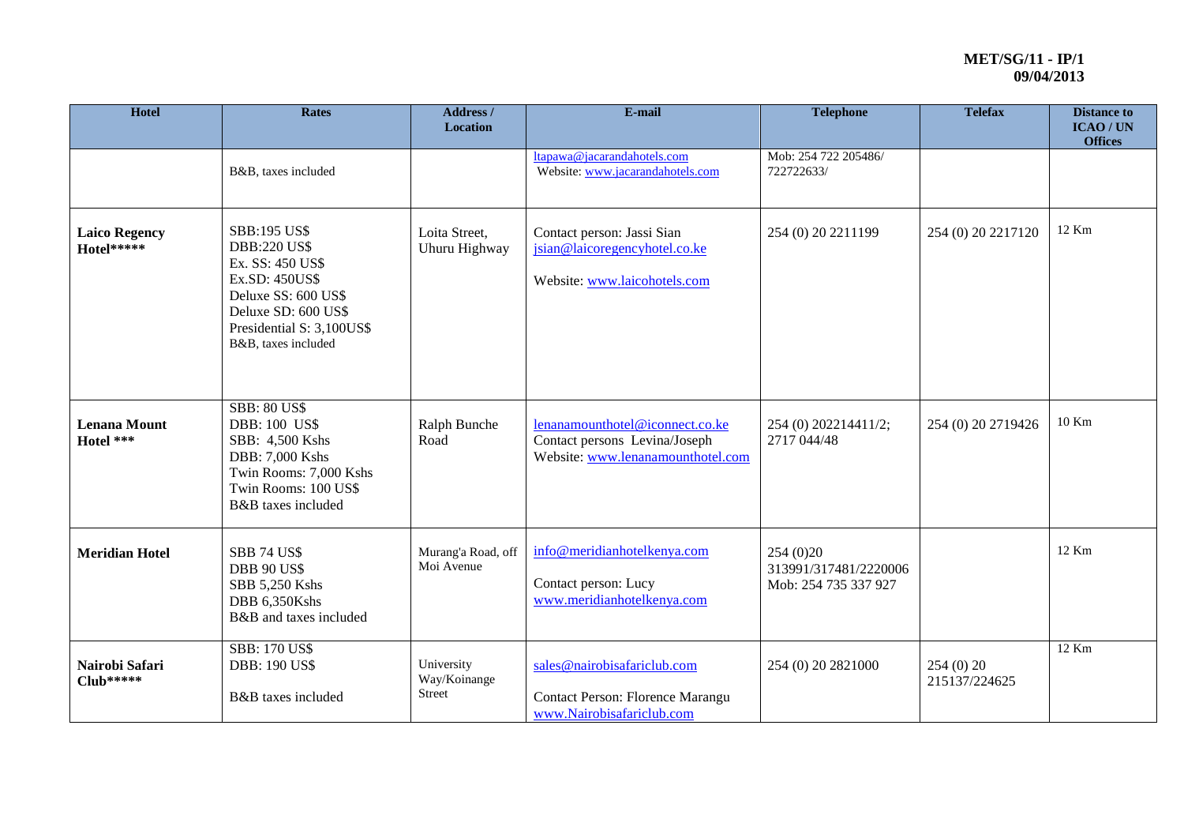| Hotel | Rates | Address / Location | E-mail | Telephone | Telefax | Distance to ICAO / UN Offices |
|---|---|---|---|---|---|---|
| | B&B, taxes included | | ltapawa@jacarandahotels.com<br>Website: www.jacarandahotels.com | Mob: 254 722 205486/ 722722633/ | | |
| **Laico Regency Hotel******* | SBB:195 US$<br>DBB:220 US$<br>Ex. SS: 450 US$<br>Ex.SD: 450US$<br>Deluxe SS: 600 US$<br>Deluxe SD: 600 US$<br>Presidential S: 3,100US$<br>B&B, taxes included | Loita Street, Uhuru Highway | Contact person: Jassi Sian<br>jsian@laicoregencyhotel.co.ke<br>Website: www.laicohotels.com | 254 (0) 20 2211199 | 254 (0) 20 2217120 | 12 Km |
| **Lenana Mount Hotel *** ** | SBB: 80 US$<br>DBB: 100 US$<br>SBB: 4,500 Kshs<br>DBB: 7,000 Kshs<br>Twin Rooms: 7,000 Kshs<br>Twin Rooms: 100 US$<br>B&B taxes included | Ralph Bunche Road | lenanamounthotel@iconnect.co.ke<br>Contact persons Levina/Joseph<br>Website: www.lenanamounthotel.com | 254 (0) 202214411/2; 2717 044/48 | 254 (0) 20 2719426 | 10 Km |
| **Meridian Hotel** | SBB 74 US$<br>DBB 90 US$<br>SBB 5,250 Kshs<br>DBB 6,350Kshs<br>B&B and taxes included | Murang'a Road, off Moi Avenue | info@meridianhotelkenya.com<br>Contact person: Lucy<br>www.meridianhotelkenya.com | 254 (0)20 313991/317481/2220006<br>Mob: 254 735 337 927 | | 12 Km |
| **Nairobi Safari Club****** | SBB: 170 US$<br>DBB: 190 US$<br>B&B taxes included | University Way/Koinange Street | sales@nairobisafariclub.com<br>Contact Person: Florence Marangu<br>www.Nairobisafariclub.com | 254 (0) 20 2821000 | 254 (0) 20 215137/224625 | 12 Km |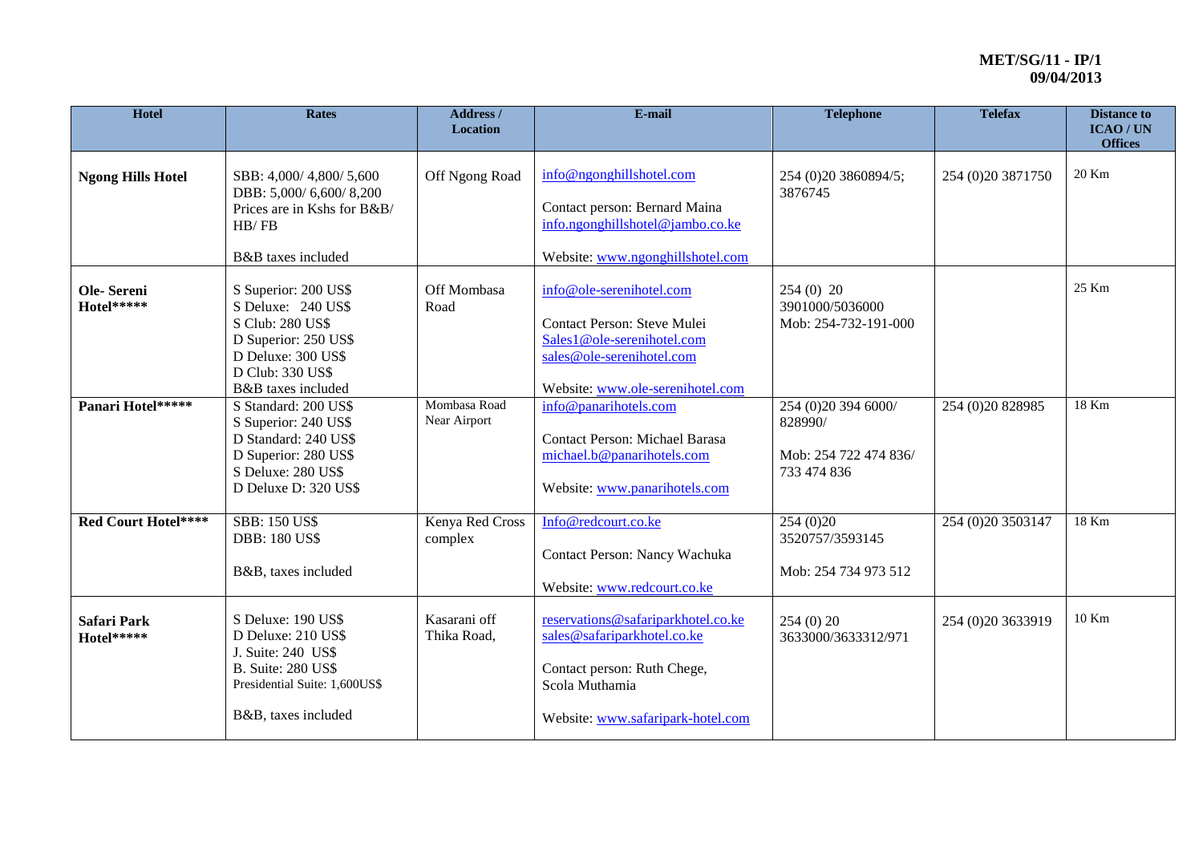| Hotel | Rates | Address / Location | E-mail | Telephone | Telefax | Distance to ICAO / UN Offices |
|---|---|---|---|---|---|---|
| **Ngong Hills Hotel** | SBB: 4,000/ 4,800/ 5,600<br>DBB: 5,000/ 6,600/ 8,200<br>Prices are in Kshs for B&B/ HB/ FB<br><br>B&B taxes included | Off Ngong Road | info@ngonghillshotel.com<br><br>Contact person: Bernard Maina<br>info.ngonghillshotel@jambo.co.ke<br><br>Website: www.ngonghillshotel.com | 254 (0)20 3860894/5; 3876745 | 254 (0)20 3871750 | 20 Km |
| **Ole- Sereni Hotel******* | S Superior: 200 US$<br>S Deluxe: 240 US$<br>S Club: 280 US$<br>D Superior: 250 US$<br>D Deluxe: 300 US$<br>D Club: 330 US$<br>B&B taxes included | Off Mombasa Road | info@ole-serenihotel.com<br><br>Contact Person: Steve Mulei<br>Sales1@ole-serenihotel.com<br>sales@ole-serenihotel.com<br><br>Website: www.ole-serenihotel.com | 254 (0) 20 3901000/5036000<br>Mob: 254-732-191-000 | | 25 Km |
| **Panari Hotel******* | S Standard: 200 US$<br>S Superior: 240 US$<br>D Standard: 240 US$<br>D Superior: 280 US$<br>S Deluxe: 280 US$<br>D Deluxe D: 320 US$ | Mombasa Road Near Airport | info@panarihotels.com<br><br>Contact Person: Michael Barasa<br>michael.b@panarihotels.com<br><br>Website: www.panarihotels.com | 254 (0)20 394 6000/ 828990/<br><br>Mob: 254 722 474 836/ 733 474 836 | 254 (0)20 828985 | 18 Km |
| **Red Court Hotel****** | SBB: 150 US$<br>DBB: 180 US$<br><br>B&B, taxes included | Kenya Red Cross complex | Info@redcourt.co.ke<br><br>Contact Person: Nancy Wachuka<br><br>Website: www.redcourt.co.ke | 254 (0)20 3520757/3593145<br><br>Mob: 254 734 973 512 | 254 (0)20 3503147 | 18 Km |
| **Safari Park Hotel******* | S Deluxe: 190 US$<br>D Deluxe: 210 US$<br>J. Suite: 240 US$<br>B. Suite: 280 US$<br>Presidential Suite: 1,600US$<br><br>B&B, taxes included | Kasarani off Thika Road, | reservations@safariparkhotel.co.ke<br>sales@safariparkhotel.co.ke<br><br>Contact person: Ruth Chege, Scola Muthamia<br><br>Website: www.safaripark-hotel.com | 254 (0) 20 3633000/3633312/971 | 254 (0)20 3633919 | 10 Km |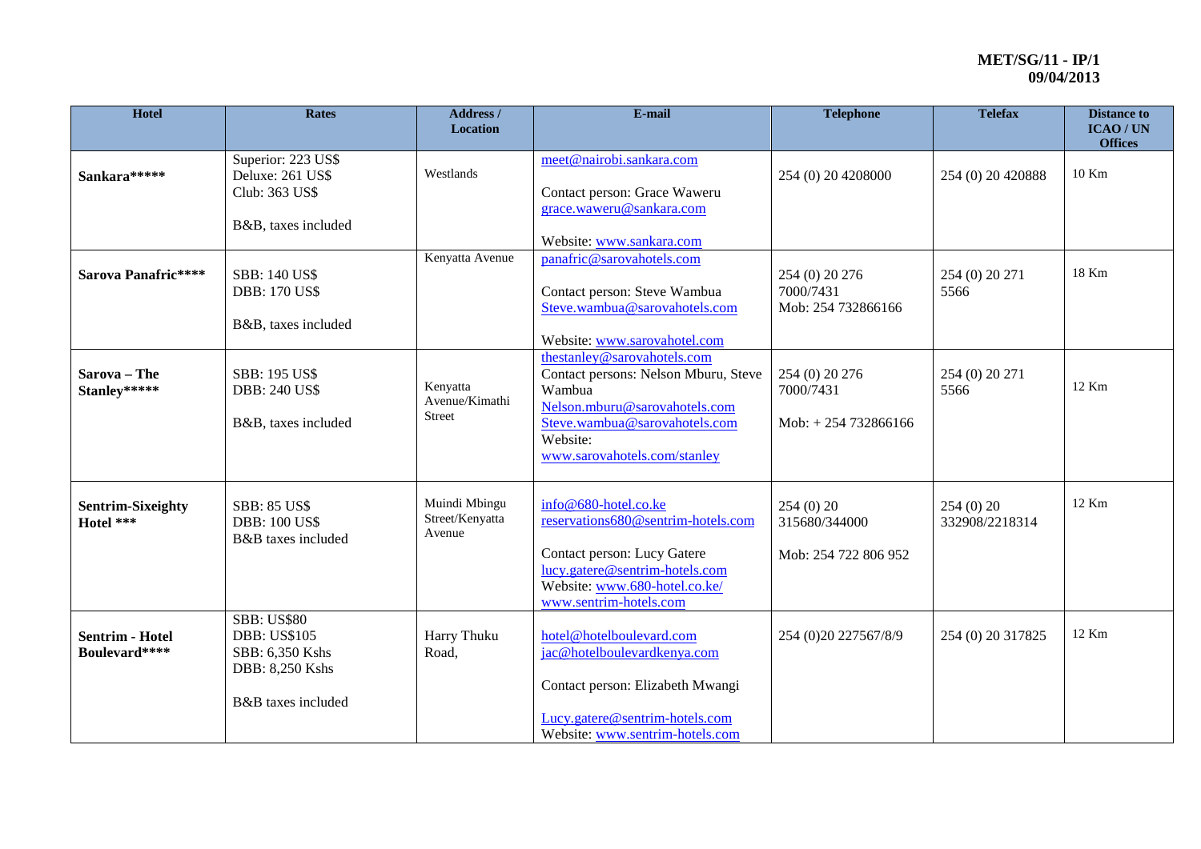| Hotel | Rates | Address / Location | E-mail | Telephone | Telefax | Distance to ICAO / UN Offices |
|---|---|---|---|---|---|---|
| **Sankara\*\*\*\*\*** | Superior: 223 US$<br>Deluxe: 261 US$<br>Club: 363 US$<br><br>B&B, taxes included | Westlands | meet@nairobi.sankara.com<br><br>Contact person: Grace Waweru<br>grace.waweru@sankara.com<br><br>Website: www.sankara.com | 254 (0) 20 4208000 | 254 (0) 20 420888 | 10 Km |
| **Sarova Panafric\*\*\*\*** | SBB: 140 US$<br>DBB: 170 US$<br><br>B&B, taxes included | Kenyatta Avenue | panafric@sarovahotels.com<br><br>Contact person: Steve Wambua<br>Steve.wambua@sarovahotels.com<br><br>Website: www.sarovahotel.com | 254 (0) 20 276 7000/7431<br>Mob: 254 732866166 | 254 (0) 20 271 5566 | 18 Km |
| **Sarova – The Stanley\*\*\*\*\*** | SBB: 195 US$<br>DBB: 240 US$<br><br>B&B, taxes included | Kenyatta Avenue/Kimathi Street | thestanley@sarovahotels.com<br>Contact persons: Nelson Mburu, Steve Wambua<br>Nelson.mburu@sarovahotels.com<br>Steve.wambua@sarovahotels.com<br>Website:<br>www.sarovahotels.com/stanley | 254 (0) 20 276 7000/7431<br><br>Mob: + 254 732866166 | 254 (0) 20 271 5566 | 12 Km |
| **Sentrim-Sixeighty Hotel \*\*\*** | SBB: 85 US$<br>DBB: 100 US$<br>B&B taxes included | Muindi Mbingu Street/Kenyatta Avenue | info@680-hotel.co.ke<br>reservations680@sentrim-hotels.com<br><br>Contact person: Lucy Gatere<br>lucy.gatere@sentrim-hotels.com<br>Website: www.680-hotel.co.ke/<br>www.sentrim-hotels.com | 254 (0) 20 315680/344000<br><br>Mob: 254 722 806 952 | 254 (0) 20 332908/2218314 | 12 Km |
| **Sentrim - Hotel Boulevard\*\*\*\*** | SBB: US$80<br>DBB: US$105<br>SBB: 6,350 Kshs<br>DBB: 8,250 Kshs<br><br>B&B taxes included | Harry Thuku Road, | hotel@hotelboulevard.com<br>jac@hotelboulevardkenya.com<br><br>Contact person: Elizabeth Mwangi<br><br>Lucy.gatere@sentrim-hotels.com<br>Website: www.sentrim-hotels.com | 254 (0)20 227567/8/9 | 254 (0) 20 317825 | 12 Km |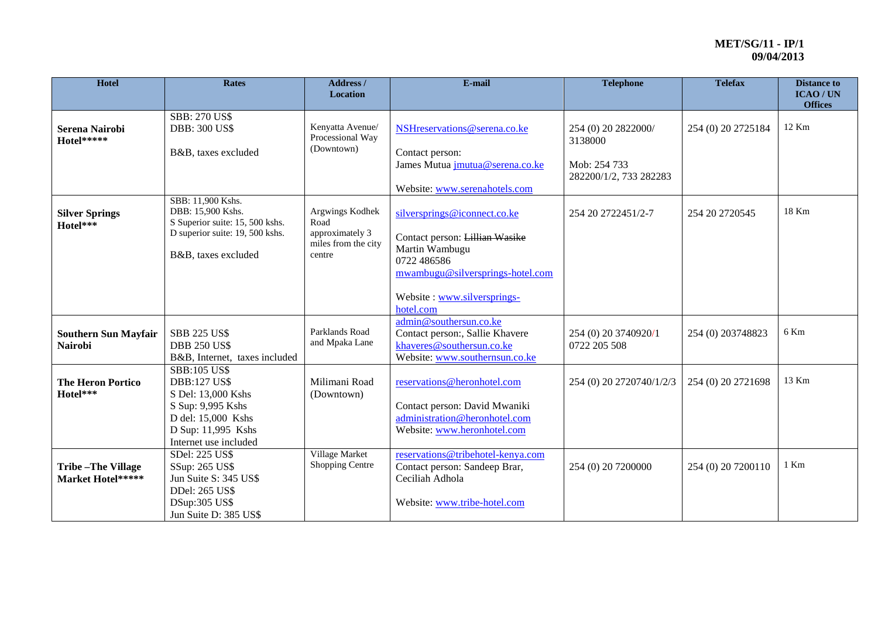| Hotel | Rates | Address / Location | E-mail | Telephone | Telefax | Distance to ICAO / UN Offices |
|---|---|---|---|---|---|---|
| **Serena Nairobi Hotel******* | SBB: 270 US$<br>DBB: 300 US$<br><br>B&B, taxes excluded | Kenyatta Avenue/ Processional Way (Downtown) | NSHreservations@serena.co.ke<br><br>Contact person:<br>James Mutua jmutua@serena.co.ke<br><br>Website: www.serenahotels.com | 254 (0) 20 2822000/ 3138000<br><br>Mob: 254 733 282200/1/2, 733 282283 | 254 (0) 20 2725184 | 12 Km |
| **Silver Springs Hotel***** | SBB: 11,900 Kshs.<br>DBB: 15,900 Kshs.<br>S Superior suite: 15, 500 kshs.<br>D superior suite: 19, 500 kshs.<br><br>B&B, taxes excluded | Argwings Kodhek Road approximately 3 miles from the city centre | silversprings@iconnect.co.ke<br><br>Contact person: ~~Lillian Wasike~~ Martin Wambugu<br>0722 486586<br>mwambugu@silversprings-hotel.com<br><br>Website : www.silversprings-hotel.com | 254 20 2722451/2-7 | 254 20 2720545 | 18 Km |
| **Southern Sun Mayfair Nairobi** | SBB 225 US$<br>DBB 250 US$<br>B&B, Internet, taxes included | Parklands Road and Mpaka Lane | admin@southersun.co.ke<br>Contact person:, Sallie Khavere<br>khaveres@southersun.co.ke<br>Website: www.southernsun.co.ke | 254 (0) 20 3740920/1<br>0722 205 508 | 254 (0) 203748823 | 6 Km |
| **The Heron Portico Hotel***** | SBB:105 US$<br>DBB:127 US$<br>S Del: 13,000 Kshs<br>S Sup: 9,995 Kshs<br>D del: 15,000 Kshs<br>D Sup: 11,995 Kshs<br>Internet use included | Milimani Road (Downtown) | reservations@heronhotel.com<br><br>Contact person: David Mwaniki<br>administration@heronhotel.com<br>Website: www.heronhotel.com | 254 (0) 20 2720740/1/2/3 | 254 (0) 20 2721698 | 13 Km |
| **Tribe –The Village Market Hotel******* | SDel: 225 US$<br>SSup: 265 US$<br>Jun Suite S: 345 US$<br>DDel: 265 US$<br>DSup:305 US$<br>Jun Suite D: 385 US$ | Village Market Shopping Centre | reservations@tribehotel-kenya.com<br>Contact person: Sandeep Brar, Ceciliah Adhola<br><br>Website: www.tribe-hotel.com | 254 (0) 20 7200000 | 254 (0) 20 7200110 | 1 Km |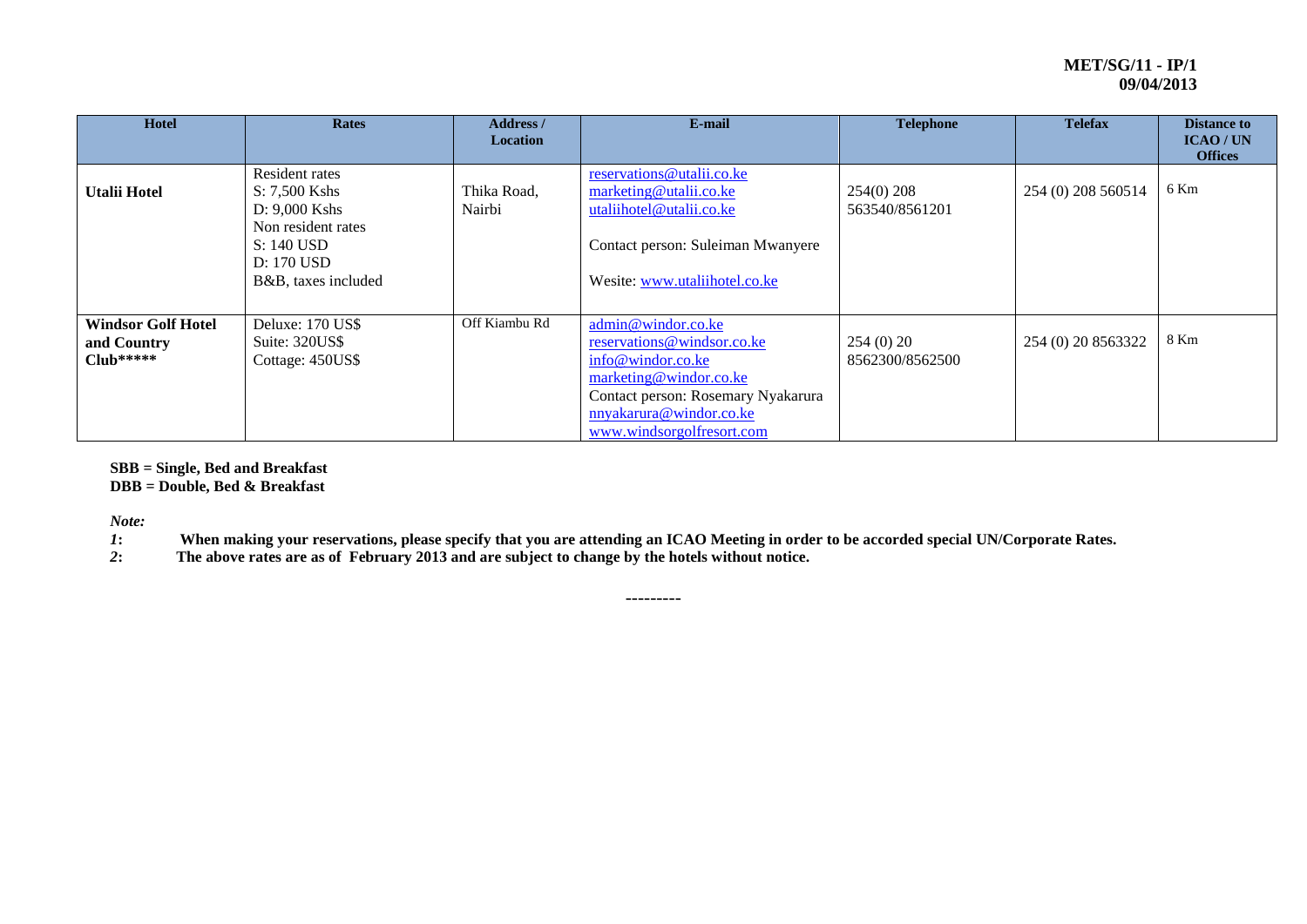| Hotel | Rates | Address / Location | E-mail | Telephone | Telefax | Distance to ICAO / UN Offices |
|---|---|---|---|---|---|---|
| **Utalii Hotel** | Resident rates<br>S: 7,500 Kshs<br>D: 9,000 Kshs<br>Non resident rates<br>S: 140 USD<br>D: 170 USD<br>B&B, taxes included | Thika Road, Nairbi | reservations@utalii.co.ke<br>marketing@utalii.co.ke<br>utaliihotel@utalii.co.ke<br><br>Contact person: Suleiman Mwanyere<br><br>Wesite: www.utaliihotel.co.ke | 254(0) 208 563540/8561201 | 254 (0) 208 560514 | 6 Km |
| **Windsor Golf Hotel and Country Club*\*\*\*\*** | Deluxe: 170 US$<br>Suite: 320US$<br>Cottage: 450US$ | Off Kiambu Rd | admin@windor.co.ke<br>reservations@windsor.co.ke<br>info@windor.co.ke<br>marketing@windor.co.ke<br>Contact person: Rosemary Nyakarura<br>nnyakarura@windor.co.ke<br>www.windsorgolfresort.com | 254 (0) 20 8562300/8562500 | 254 (0) 20 8563322 | 8 Km |

**SBB = Single, Bed and Breakfast**
**DBB = Double, Bed & Breakfast**

*Note:*

*1*: **When making your reservations, please specify that you are attending an ICAO Meeting in order to be accorded special UN/Corporate Rates.**

*2*: **The above rates are as of February 2013 and are subject to change by the hotels without notice.**

---------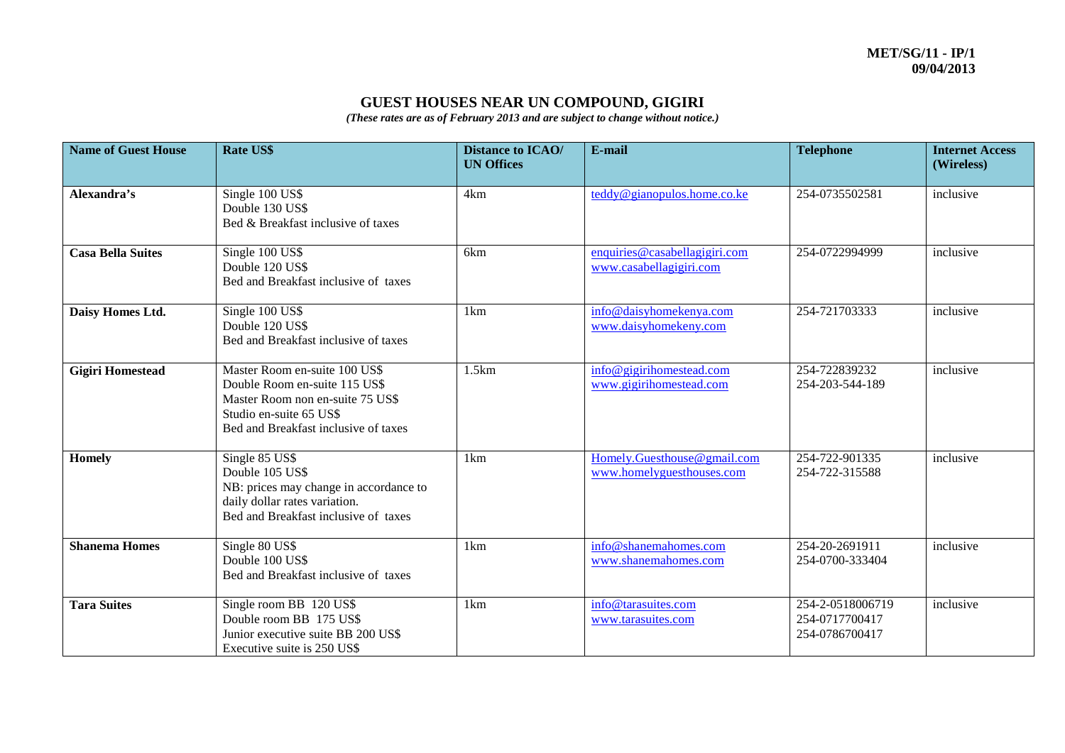**MET/SG/11 - IP/1**
**09/04/2013**

# GUEST HOUSES NEAR UN COMPOUND, GIGIRI

*(These rates are as of February 2013 and are subject to change without notice.)*

| Name of Guest House | Rate US$ | Distance to ICAO/ UN Offices | E-mail | Telephone | Internet Access (Wireless) |
|---|---|---|---|---|---|
| **Alexandra's** | Single 100 US$<br>Double 130 US$<br>Bed & Breakfast inclusive of taxes | 4km | teddy@gianopulos.home.co.ke | 254-0735502581 | inclusive |
| **Casa Bella Suites** | Single 100 US$<br>Double 120 US$<br>Bed and Breakfast inclusive of taxes | 6km | enquiries@casabellagigiri.com<br>www.casabellagigiri.com | 254-0722994999 | inclusive |
| **Daisy Homes Ltd.** | Single 100 US$<br>Double 120 US$<br>Bed and Breakfast inclusive of taxes | 1km | info@daisyhomekenya.com<br>www.daisyhomekeny.com | 254-721703333 | inclusive |
| **Gigiri Homestead** | Master Room en-suite 100 US$<br>Double Room en-suite 115 US$<br>Master Room non en-suite 75 US$<br>Studio en-suite 65 US$<br>Bed and Breakfast inclusive of taxes | 1.5km | info@gigirihomestead.com<br>www.gigirihomestead.com | 254-722839232<br>254-203-544-189 | inclusive |
| **Homely** | Single 85 US$<br>Double 105 US$<br>NB: prices may change in accordance to daily dollar rates variation.<br>Bed and Breakfast inclusive of taxes | 1km | Homely.Guesthouse@gmail.com<br>www.homelyguesthouses.com | 254-722-901335<br>254-722-315588 | inclusive |
| **Shanema Homes** | Single 80 US$<br>Double 100 US$<br>Bed and Breakfast inclusive of taxes | 1km | info@shanemahomes.com<br>www.shanemahomes.com | 254-20-2691911<br>254-0700-333404 | inclusive |
| **Tara Suites** | Single room BB 120 US$<br>Double room BB 175 US$<br>Junior executive suite BB 200 US$<br>Executive suite is 250 US$ | 1km | info@tarasuites.com<br>www.tarasuites.com | 254-2-0518006719<br>254-0717700417<br>254-0786700417 | inclusive |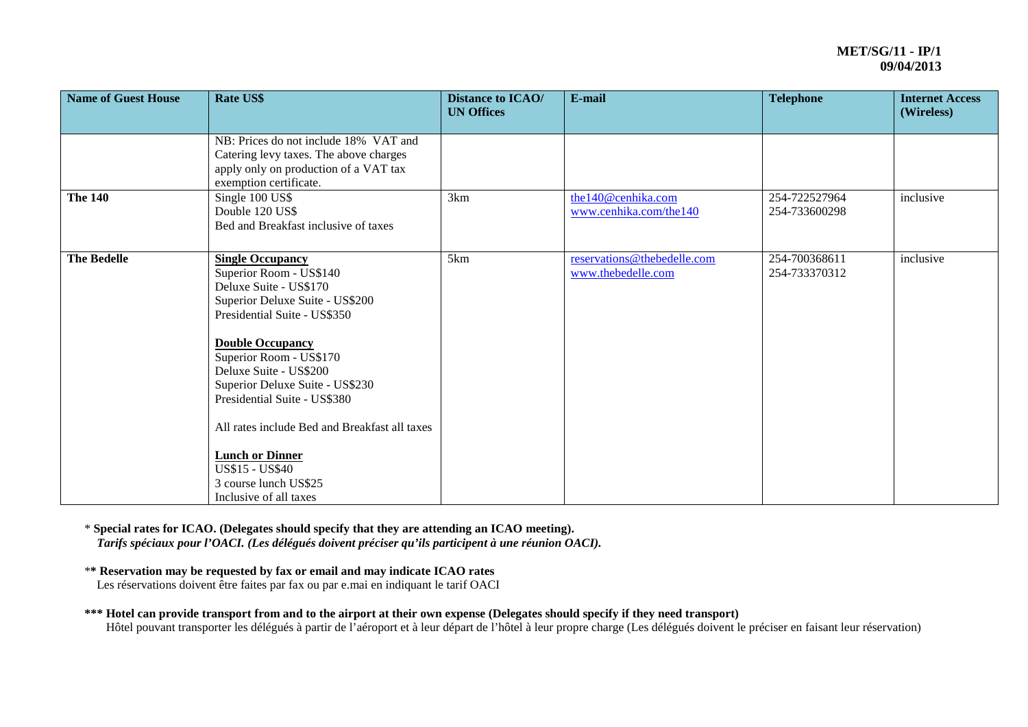| Name of Guest House | Rate US$ | Distance to ICAO/ UN Offices | E-mail | Telephone | Internet Access (Wireless) |
|---|---|---|---|---|---|
| | NB: Prices do not include 18% VAT and Catering levy taxes. The above charges apply only on production of a VAT tax exemption certificate. | | | | |
| **The 140** | Single 100 US$<br>Double 120 US$<br>Bed and Breakfast inclusive of taxes | 3km | the140@cenhika.com<br>www.cenhika.com/the140 | 254-722527964<br>254-733600298 | inclusive |
| **The Bedelle** | **Single Occupancy**<br>Superior Room - US$140<br>Deluxe Suite - US$170<br>Superior Deluxe Suite - US$200<br>Presidential Suite - US$350<br><br>**Double Occupancy**<br>Superior Room - US$170<br>Deluxe Suite - US$200<br>Superior Deluxe Suite - US$230<br>Presidential Suite - US$380<br><br>All rates include Bed and Breakfast all taxes<br><br>**Lunch or Dinner**<br>US$15 - US$40<br>3 course lunch US$25<br>Inclusive of all taxes | 5km | reservations@thebedelle.com<br>www.thebedelle.com | 254-700368611<br>254-733370312 | inclusive |

\* **Special rates for ICAO. (Delegates should specify that they are attending an ICAO meeting).**
***Tarifs spéciaux pour l'OACI. (Les délégués doivent préciser qu'ils participent à une réunion OACI).***

\*\* **Reservation may be requested by fax or email and may indicate ICAO rates**
Les réservations doivent être faites par fax ou par e.mai en indiquant le tarif OACI

\*\*\* **Hotel can provide transport from and to the airport at their own expense (Delegates should specify if they need transport)**
Hôtel pouvant transporter les délégués à partir de l'aéroport et à leur départ de l'hôtel à leur propre charge (Les délégués doivent le préciser en faisant leur réservation)